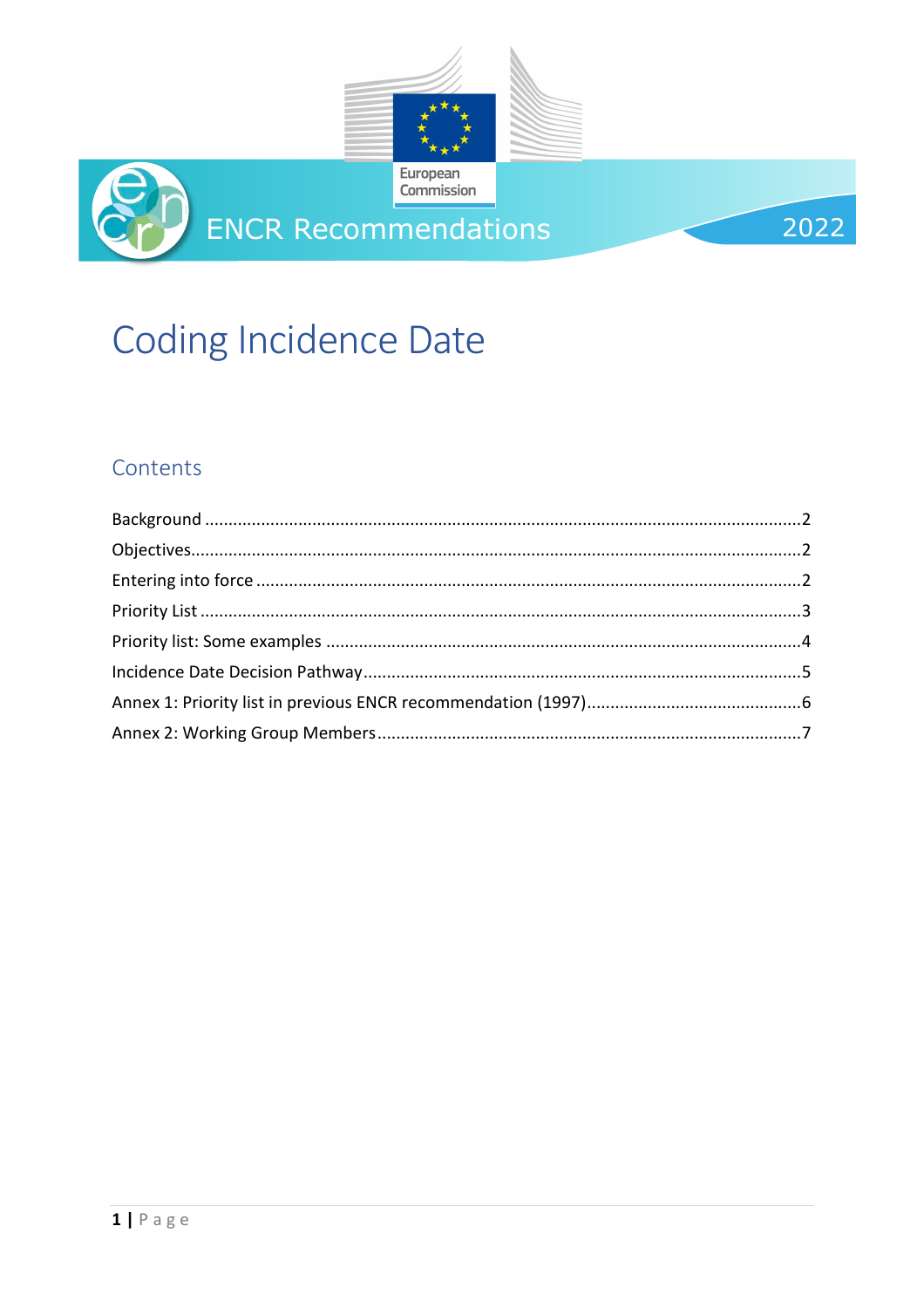European Commission

ENCR Recommendations 2022

# Coding Incidence Date

## Contents

Background ....................................................................................................................2
Objectives.......................................................................................................................2
Entering into force ..........................................................................................................2
Priority List .....................................................................................................................3
Priority list: Some examples ...........................................................................................4
Incidence Date Decision Pathway...................................................................................5
Annex 1: Priority list in previous ENCR recommendation (1997).....................................6
Annex 2: Working Group Members.................................................................................7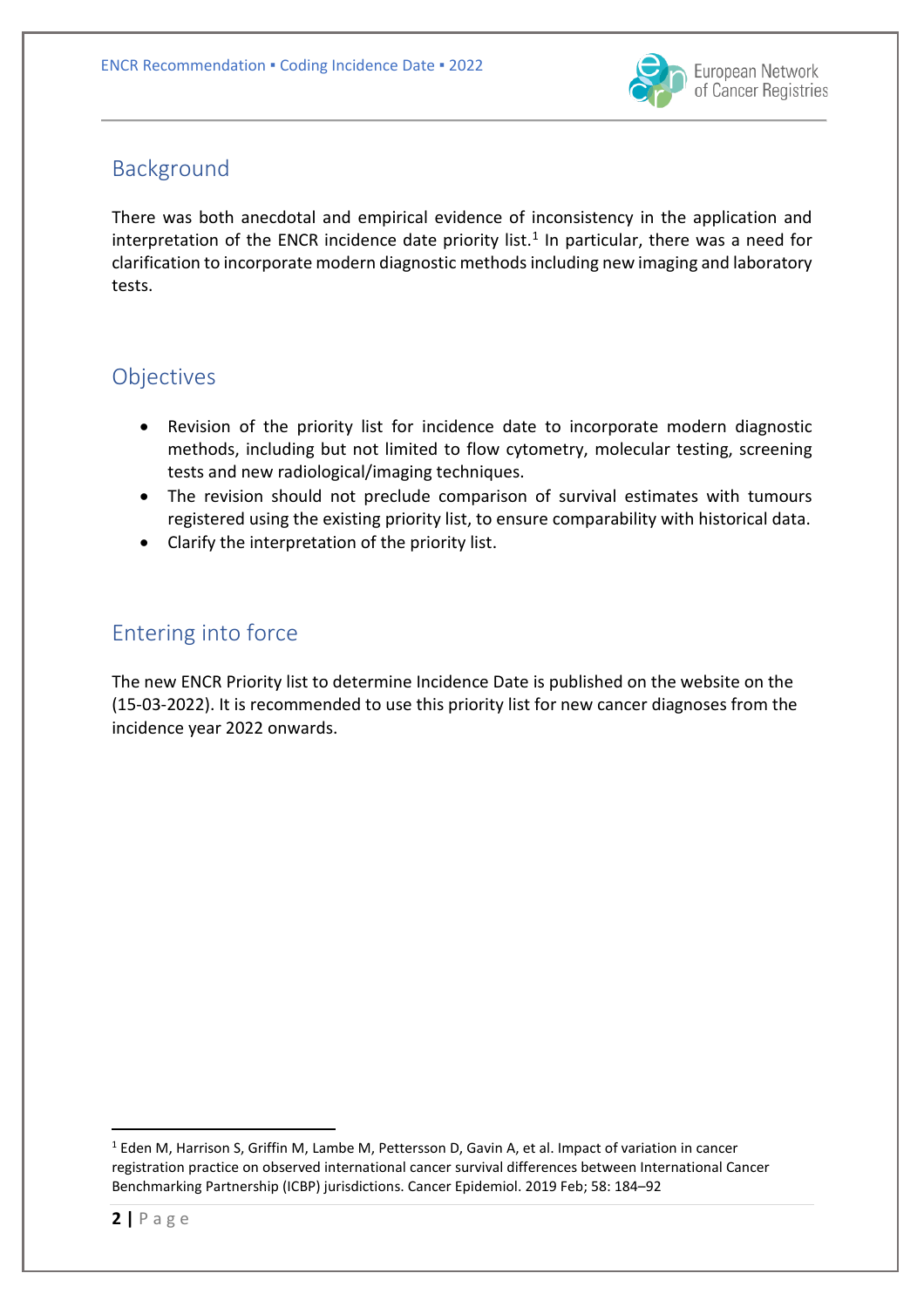## Background

There was both anecdotal and empirical evidence of inconsistency in the application and interpretation of the ENCR incidence date priority list.[1] In particular, there was a need for clarification to incorporate modern diagnostic methods including new imaging and laboratory tests.

## Objectives

- Revision of the priority list for incidence date to incorporate modern diagnostic methods, including but not limited to flow cytometry, molecular testing, screening tests and new radiological/imaging techniques.
- The revision should not preclude comparison of survival estimates with tumours registered using the existing priority list, to ensure comparability with historical data.
- Clarify the interpretation of the priority list.

## Entering into force

The new ENCR Priority list to determine Incidence Date is published on the website on the (15-03-2022). It is recommended to use this priority list for new cancer diagnoses from the incidence year 2022 onwards.

---

[1] Eden M, Harrison S, Griffin M, Lambe M, Pettersson D, Gavin A, et al. Impact of variation in cancer registration practice on observed international cancer survival differences between International Cancer Benchmarking Partnership (ICBP) jurisdictions. Cancer Epidemiol. 2019 Feb; 58: 184–92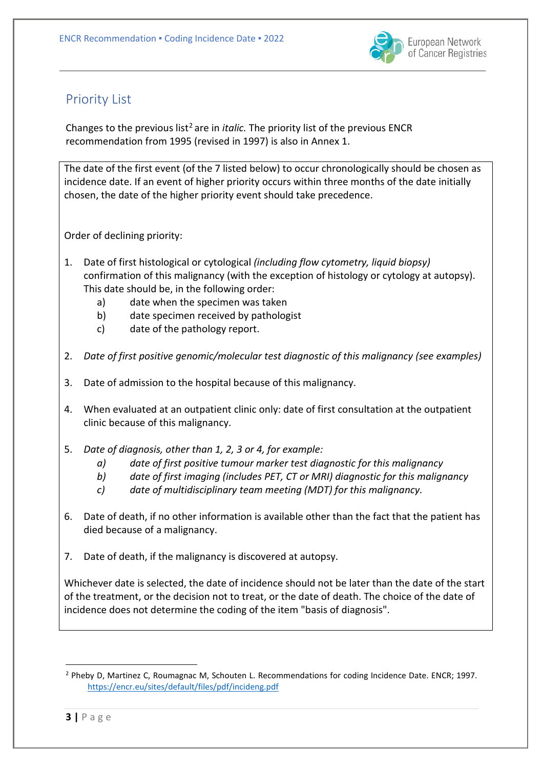## Priority List

Changes to the previous list[2] are in *italic.* The priority list of the previous ENCR recommendation from 1995 (revised in 1997) is also in Annex 1.

The date of the first event (of the 7 listed below) to occur chronologically should be chosen as incidence date. If an event of higher priority occurs within three months of the date initially chosen, the date of the higher priority event should take precedence.

Order of declining priority:

1. Date of first histological or cytological *(including flow cytometry, liquid biopsy)* confirmation of this malignancy (with the exception of histology or cytology at autopsy). This date should be, in the following order:
   a) date when the specimen was taken
   b) date specimen received by pathologist
   c) date of the pathology report.

2. *Date of first positive genomic/molecular test diagnostic of this malignancy (see examples)*

3. Date of admission to the hospital because of this malignancy.

4. When evaluated at an outpatient clinic only: date of first consultation at the outpatient clinic because of this malignancy.

5. *Date of diagnosis, other than 1, 2, 3 or 4, for example:*
   *a) date of first positive tumour marker test diagnostic for this malignancy*
   *b) date of first imaging (includes PET, CT or MRI) diagnostic for this malignancy*
   *c) date of multidisciplinary team meeting (MDT) for this malignancy.*

6. Date of death, if no other information is available other than the fact that the patient has died because of a malignancy.

7. Date of death, if the malignancy is discovered at autopsy.

Whichever date is selected, the date of incidence should not be later than the date of the start of the treatment, or the decision not to treat, or the date of death. The choice of the date of incidence does not determine the coding of the item "basis of diagnosis".

---

[2] Pheby D, Martinez C, Roumagnac M, Schouten L. Recommendations for coding Incidence Date. ENCR; 1997. https://encr.eu/sites/default/files/pdf/incideng.pdf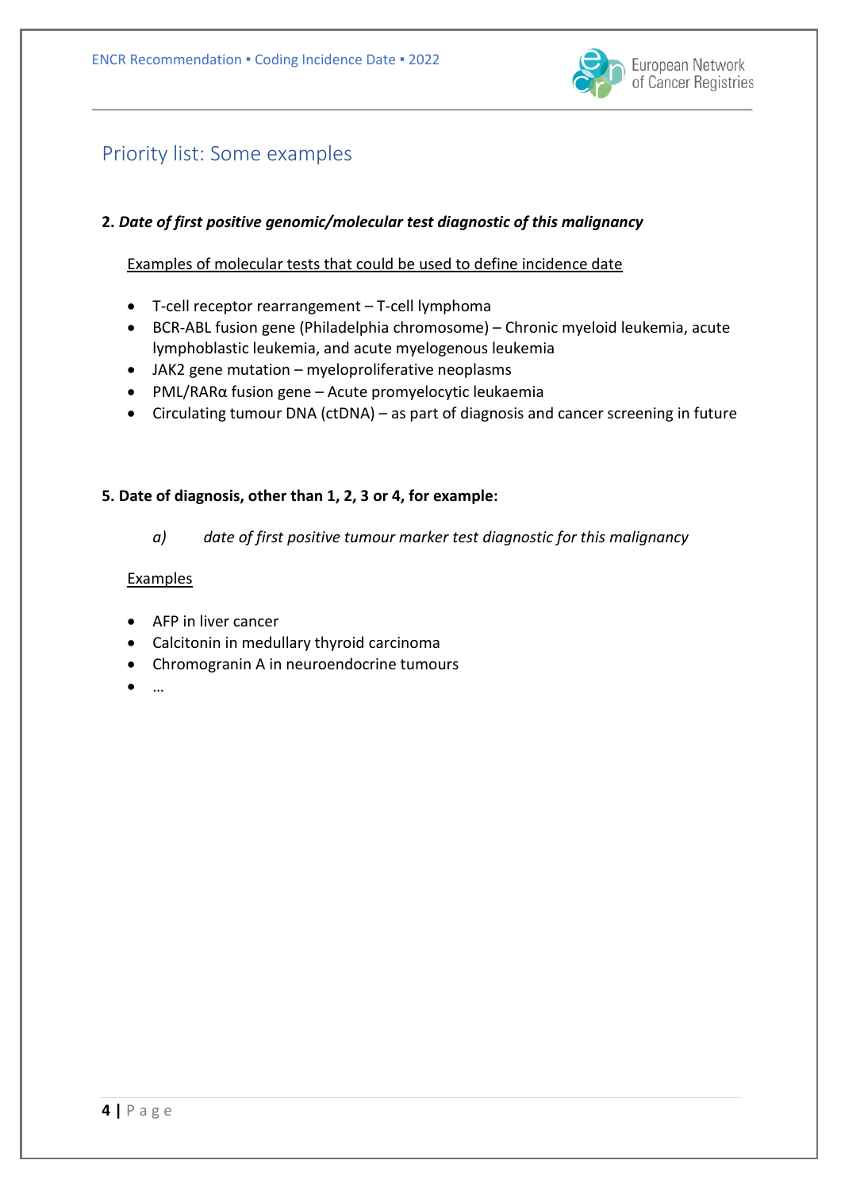## Priority list: Some examples

**2.** ***Date of first positive genomic/molecular test diagnostic of this malignancy***

<u>Examples of molecular tests that could be used to define incidence date</u>

- T-cell receptor rearrangement – T-cell lymphoma
- BCR-ABL fusion gene (Philadelphia chromosome) – Chronic myeloid leukemia, acute lymphoblastic leukemia, and acute myelogenous leukemia
- JAK2 gene mutation – myeloproliferative neoplasms
- PML/RARα fusion gene – Acute promyelocytic leukaemia
- Circulating tumour DNA (ctDNA) – as part of diagnosis and cancer screening in future

**5. Date of diagnosis, other than 1, 2, 3 or 4, for example:**

*a) date of first positive tumour marker test diagnostic for this malignancy*

<u>Examples</u>

- AFP in liver cancer
- Calcitonin in medullary thyroid carcinoma
- Chromogranin A in neuroendocrine tumours
- …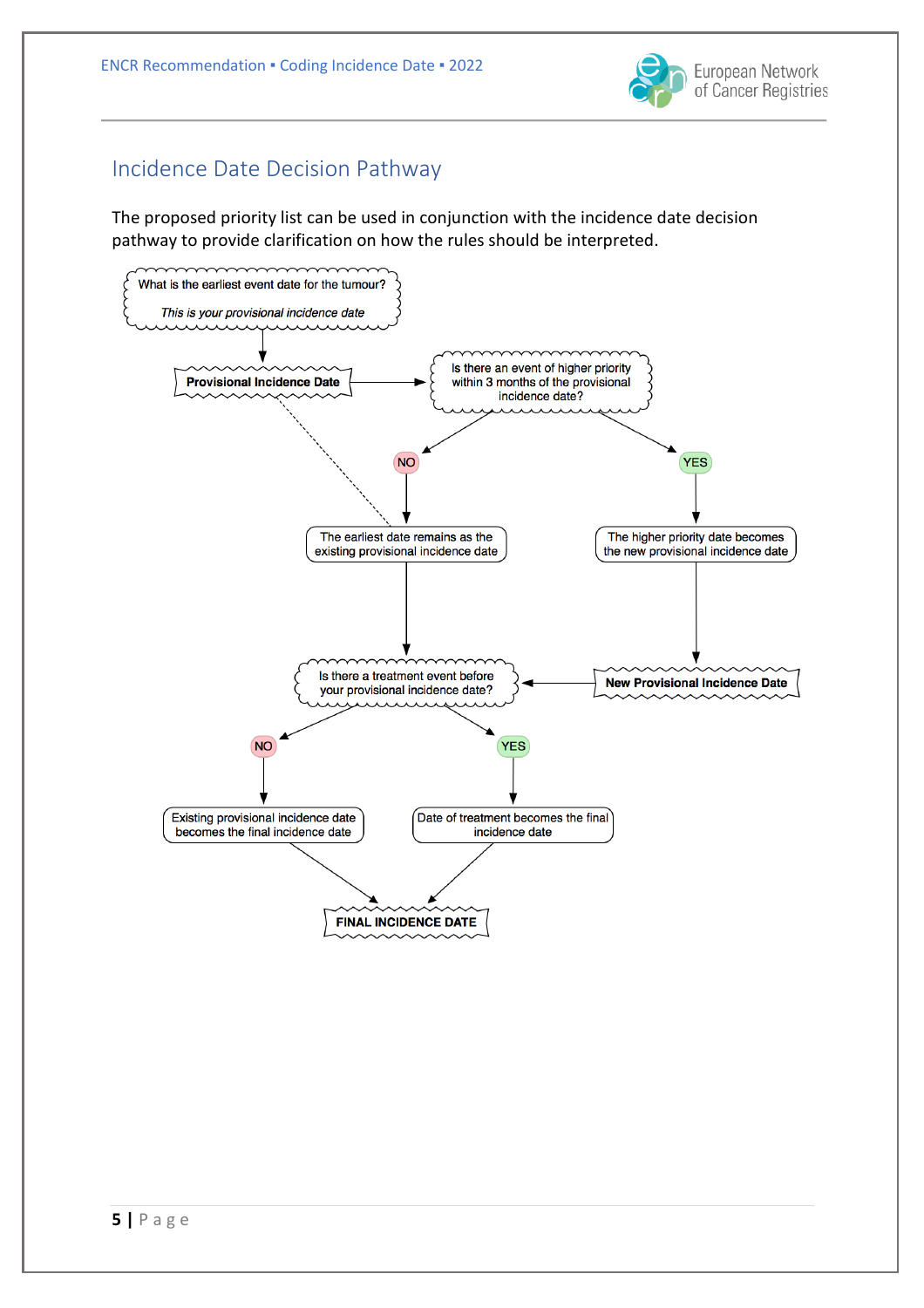## Incidence Date Decision Pathway

The proposed priority list can be used in conjunction with the incidence date decision pathway to provide clarification on how the rules should be interpreted.

What is the earliest event date for the tumour?

*This is your provisional incidence date*

**Provisional Incidence Date**

Is there an event of higher priority within 3 months of the provisional incidence date?

- NO → The earliest date remains as the existing provisional incidence date
- YES → The higher priority date becomes the new provisional incidence date → **New Provisional Incidence Date**

Is there a treatment event before your provisional incidence date?

- NO → Existing provisional incidence date becomes the final incidence date
- YES → Date of treatment becomes the final incidence date

**FINAL INCIDENCE DATE**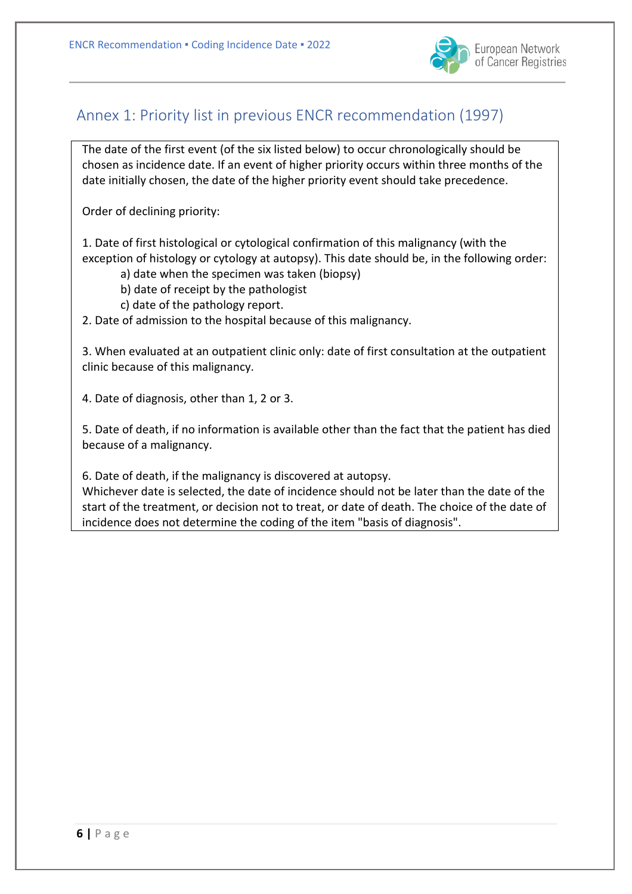## Annex 1: Priority list in previous ENCR recommendation (1997)

The date of the first event (of the six listed below) to occur chronologically should be chosen as incidence date. If an event of higher priority occurs within three months of the date initially chosen, the date of the higher priority event should take precedence.

Order of declining priority:

1. Date of first histological or cytological confirmation of this malignancy (with the exception of histology or cytology at autopsy). This date should be, in the following order:
   a) date when the specimen was taken (biopsy)
   b) date of receipt by the pathologist
   c) date of the pathology report.
2. Date of admission to the hospital because of this malignancy.

3. When evaluated at an outpatient clinic only: date of first consultation at the outpatient clinic because of this malignancy.

4. Date of diagnosis, other than 1, 2 or 3.

5. Date of death, if no information is available other than the fact that the patient has died because of a malignancy.

6. Date of death, if the malignancy is discovered at autopsy.

Whichever date is selected, the date of incidence should not be later than the date of the start of the treatment, or decision not to treat, or date of death. The choice of the date of incidence does not determine the coding of the item "basis of diagnosis".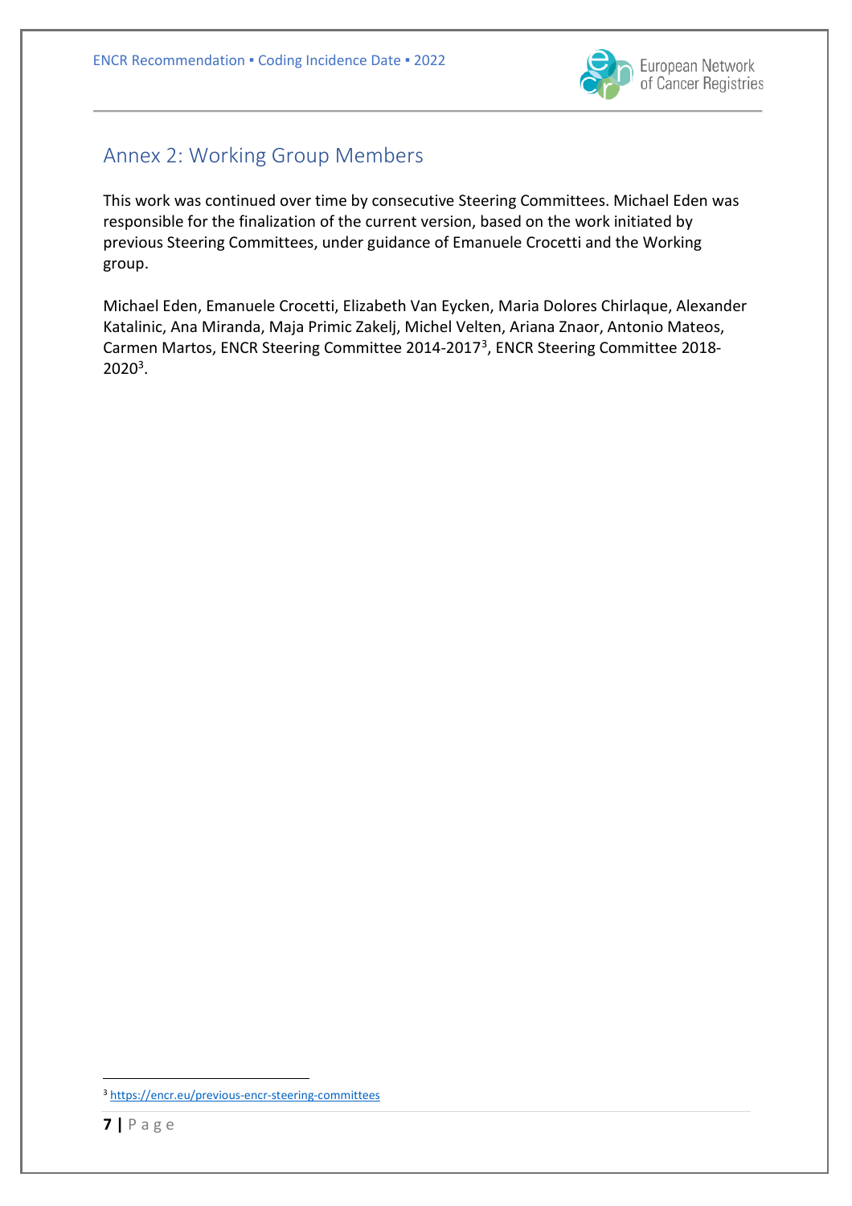## Annex 2: Working Group Members

This work was continued over time by consecutive Steering Committees. Michael Eden was responsible for the finalization of the current version, based on the work initiated by previous Steering Committees, under guidance of Emanuele Crocetti and the Working group.

Michael Eden, Emanuele Crocetti, Elizabeth Van Eycken, Maria Dolores Chirlaque, Alexander Katalinic, Ana Miranda, Maja Primic Zakelj, Michel Velten, Ariana Znaor, Antonio Mateos, Carmen Martos, ENCR Steering Committee 2014-2017[3], ENCR Steering Committee 2018-2020[3].

[3] https://encr.eu/previous-encr-steering-committees